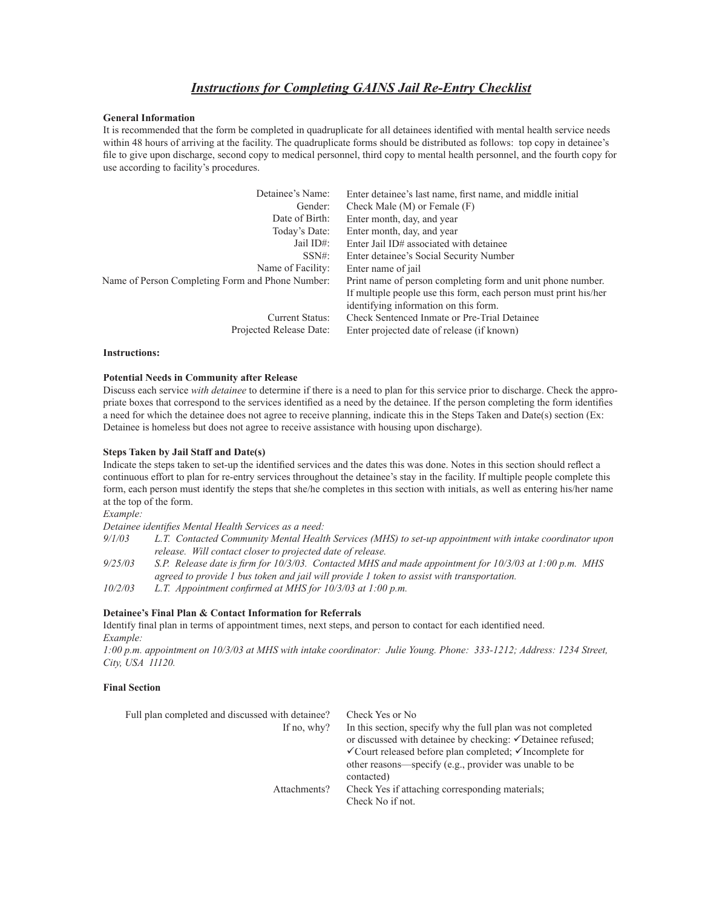# *Instructions for Completing GAINS Jail Re-Entry Checklist*

**General Information**

It is recommended that the form be completed in quadruplicate for all detainees identified with mental health service needs within 48 hours of arriving at the facility. The quadruplicate forms should be distributed as follows: top copy in detainee's file to give upon discharge, second copy to medical personnel, third copy to mental health personnel, and the fourth copy for use according to facility's procedures.

| | |
|---|---|
| Detainee's Name: | Enter detainee's last name, first name, and middle initial |
| Gender: | Check Male (M) or Female (F) |
| Date of Birth: | Enter month, day, and year |
| Today's Date: | Enter month, day, and year |
| Jail ID#: | Enter Jail ID# associated with detainee |
| SSN#: | Enter detainee's Social Security Number |
| Name of Facility: | Enter name of jail |
| Name of Person Completing Form and Phone Number: | Print name of person completing form and unit phone number. If multiple people use this form, each person must print his/her identifying information on this form. |
| Current Status: | Check Sentenced Inmate or Pre-Trial Detainee |
| Projected Release Date: | Enter projected date of release (if known) |

**Instructions:**

**Potential Needs in Community after Release**

Discuss each service *with detainee* to determine if there is a need to plan for this service prior to discharge. Check the appropriate boxes that correspond to the services identified as a need by the detainee. If the person completing the form identifies a need for which the detainee does not agree to receive planning, indicate this in the Steps Taken and Date(s) section (Ex: Detainee is homeless but does not agree to receive assistance with housing upon discharge).

**Steps Taken by Jail Staff and Date(s)**

Indicate the steps taken to set-up the identified services and the dates this was done. Notes in this section should reflect a continuous effort to plan for re-entry services throughout the detainee's stay in the facility. If multiple people complete this form, each person must identify the steps that she/he completes in this section with initials, as well as entering his/her name at the top of the form.

*Example:*

*Detainee identifies Mental Health Services as a need:*

*9/1/03* *L.T. Contacted Community Mental Health Services (MHS) to set-up appointment with intake coordinator upon release. Will contact closer to projected date of release.*

*9/25/03* *S.P. Release date is firm for 10/3/03. Contacted MHS and made appointment for 10/3/03 at 1:00 p.m. MHS agreed to provide 1 bus token and jail will provide 1 token to assist with transportation.*

*10/2/03* *L.T. Appointment confirmed at MHS for 10/3/03 at 1:00 p.m.*

**Detainee's Final Plan & Contact Information for Referrals**

Identify final plan in terms of appointment times, next steps, and person to contact for each identified need.

*Example:*

*1:00 p.m. appointment on 10/3/03 at MHS with intake coordinator: Julie Young. Phone: 333-1212; Address: 1234 Street, City, USA 11120.*

**Final Section**

| | |
|---|---|
| Full plan completed and discussed with detainee? | Check Yes or No |
| If no, why? | In this section, specify why the full plan was not completed or discussed with detainee by checking: ✓Detainee refused; ✓Court released before plan completed; ✓Incomplete for other reasons—specify (e.g., provider was unable to be contacted) |
| Attachments? | Check Yes if attaching corresponding materials; Check No if not. |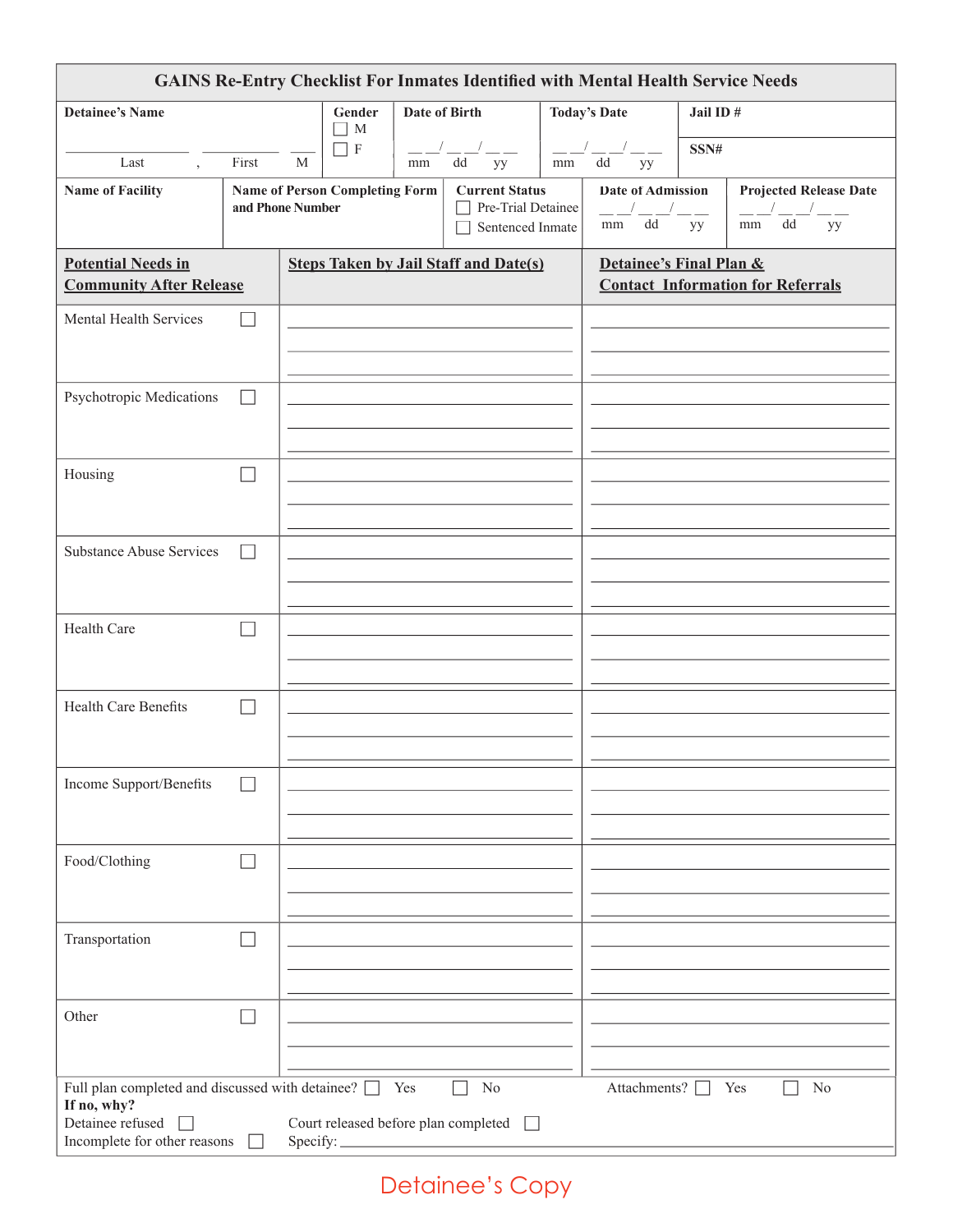# GAINS Re-Entry Checklist For Inmates Identified with Mental Health Service Needs

| Detainee's Name | Gender | Date of Birth | Today's Date | Jail ID # |
|---|---|---|---|---|
| ____________ , ____________ ___<br>Last , First M | ☐ M<br>☐ F | __ __/ __ __/ __ __<br>mm dd yy | __ __/ __ __/ __ __<br>mm dd yy | SSN# |

| Name of Facility | Name of Person Completing Form and Phone Number | Current Status | Date of Admission | Projected Release Date |
|---|---|---|---|---|
| | | ☐ Pre-Trial Detainee<br>☐ Sentenced Inmate | __ __/ __ __/ __ __<br>mm dd yy | __ __/ __ __/ __ __<br>mm dd yy |

| **Potential Needs in Community After Release** | **Steps Taken by Jail Staff and Date(s)** | **Detainee's Final Plan & Contact Information for Referrals** |
|---|---|---|
| Mental Health Services ☐ | | |
| Psychotropic Medications ☐ | | |
| Housing ☐ | | |
| Substance Abuse Services ☐ | | |
| Health Care ☐ | | |
| Health Care Benefits ☐ | | |
| Income Support/Benefits ☐ | | |
| Food/Clothing ☐ | | |
| Transportation ☐ | | |
| Other ☐ | | |

Full plan completed and discussed with detainee? ☐ Yes ☐ No Attachments? ☐ Yes ☐ No

**If no, why?**

Detainee refused ☐ Court released before plan completed ☐

Incomplete for other reasons ☐ Specify: ______________________________

Detainee's Copy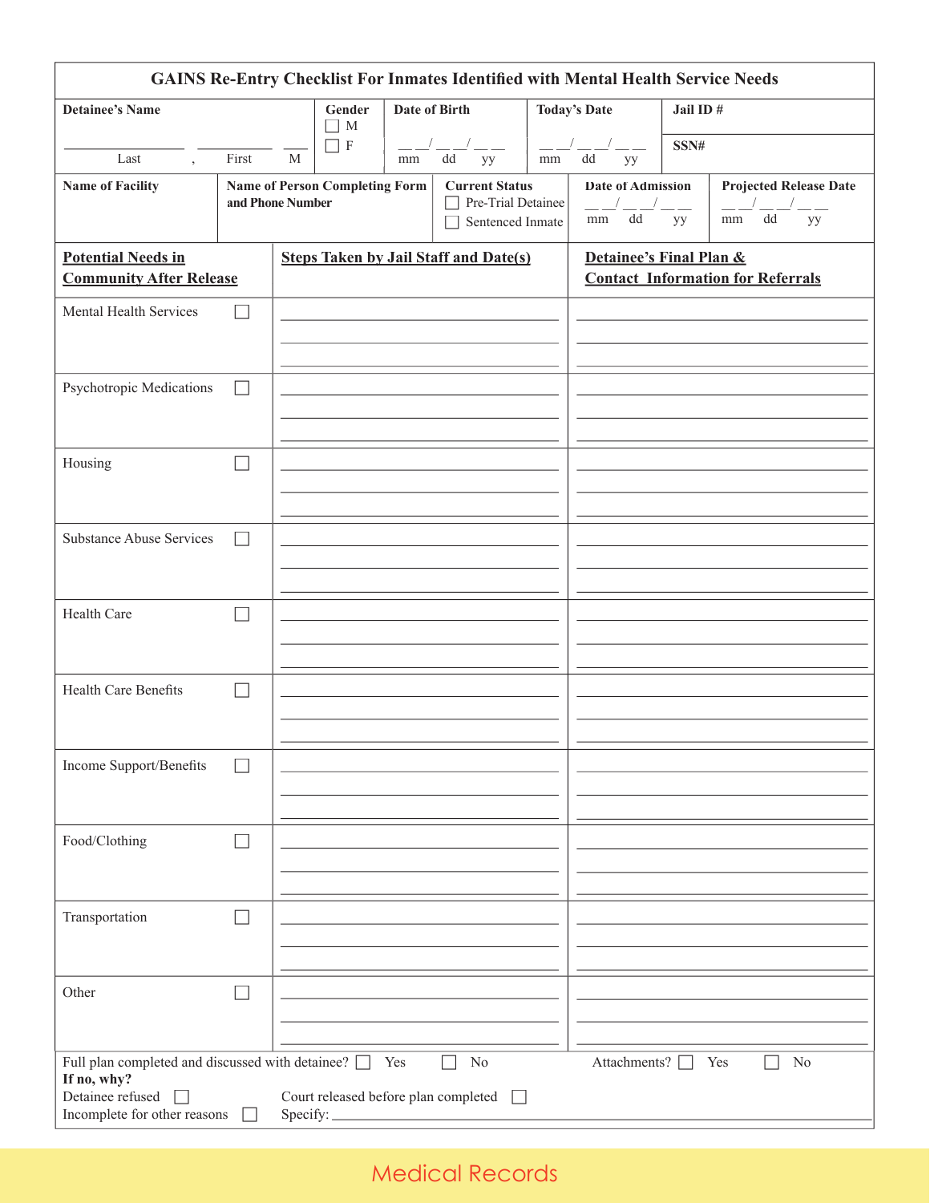# GAINS Re-Entry Checklist For Inmates Identified with Mental Health Service Needs

| Detainee's Name | Gender | Date of Birth | Today's Date | Jail ID # |
|---|---|---|---|---|
| ____________ , ____________ ___ <br> Last , First M | ☐ M <br> ☐ F | __ __/ __ __/ __ __ <br> mm dd yy | __ __/ __ __/ __ __ <br> mm dd yy | SSN# |

| Name of Facility | Name of Person Completing Form and Phone Number | Current Status | Date of Admission | Projected Release Date |
|---|---|---|---|---|
| | | ☐ Pre-Trial Detainee <br> ☐ Sentenced Inmate | __ __/ __ __/ __ __ <br> mm dd yy | __ __/ __ __/ __ __ <br> mm dd yy |

| Potential Needs in Community After Release | | Steps Taken by Jail Staff and Date(s) | Detainee's Final Plan & Contact Information for Referrals |
|---|---|---|---|
| Mental Health Services | ☐ | | |
| Psychotropic Medications | ☐ | | |
| Housing | ☐ | | |
| Substance Abuse Services | ☐ | | |
| Health Care | ☐ | | |
| Health Care Benefits | ☐ | | |
| Income Support/Benefits | ☐ | | |
| Food/Clothing | ☐ | | |
| Transportation | ☐ | | |
| Other | ☐ | | |

Full plan completed and discussed with detainee? ☐ Yes ☐ No  Attachments? ☐ Yes ☐ No

**If no, why?**

Detainee refused ☐  Court released before plan completed ☐

Incomplete for other reasons ☐  Specify: ____________________

Medical Records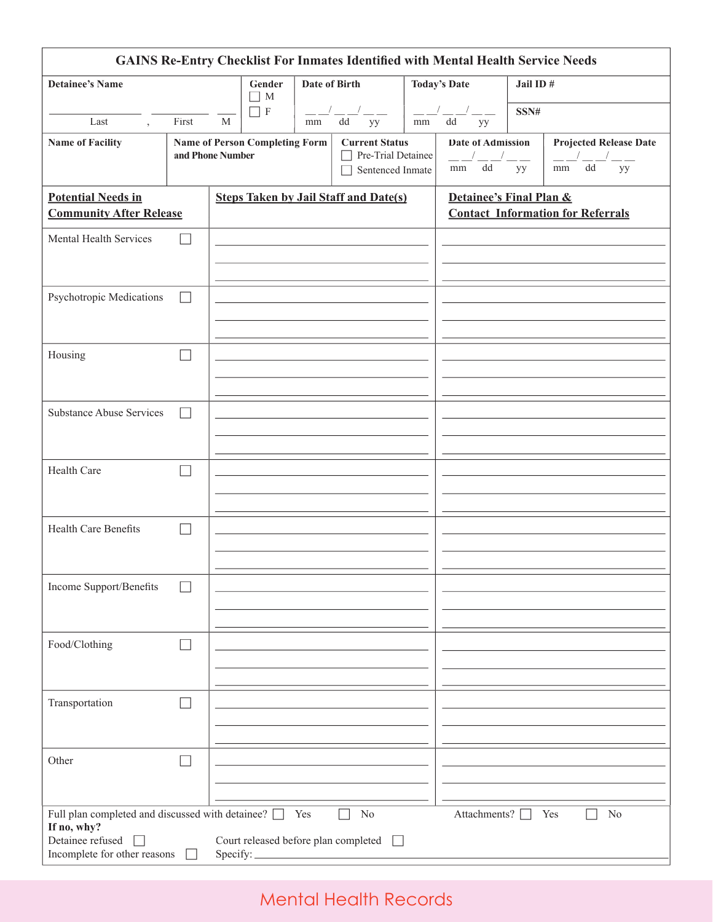# GAINS Re-Entry Checklist For Inmates Identified with Mental Health Service Needs

| Detainee's Name | Gender | Date of Birth | Today's Date | Jail ID # |
|---|---|---|---|---|
| ____________ , ____________ ___<br>Last , First M | ☐ M<br>☐ F | __ __/ __ __/ __ __<br>mm dd yy | __ __/ __ __/ __ __<br>mm dd yy | SSN# |

| Name of Facility | Name of Person Completing Form and Phone Number | Current Status | Date of Admission | Projected Release Date |
|---|---|---|---|---|
| | | ☐ Pre-Trial Detainee<br>☐ Sentenced Inmate | __ __/ __ __/ __ __<br>mm dd yy | __ __/ __ __/ __ __<br>mm dd yy |

| Potential Needs in Community After Release | | Steps Taken by Jail Staff and Date(s) | Detainee's Final Plan & Contact Information for Referrals |
|---|---|---|---|
| Mental Health Services | ☐ | | |
| Psychotropic Medications | ☐ | | |
| Housing | ☐ | | |
| Substance Abuse Services | ☐ | | |
| Health Care | ☐ | | |
| Health Care Benefits | ☐ | | |
| Income Support/Benefits | ☐ | | |
| Food/Clothing | ☐ | | |
| Transportation | ☐ | | |
| Other | ☐ | | |

Full plan completed and discussed with detainee? ☐ Yes ☐ No    Attachments? ☐ Yes ☐ No

**If no, why?**

Detainee refused ☐    Court released before plan completed ☐

Incomplete for other reasons ☐    Specify: ____________________

Mental Health Records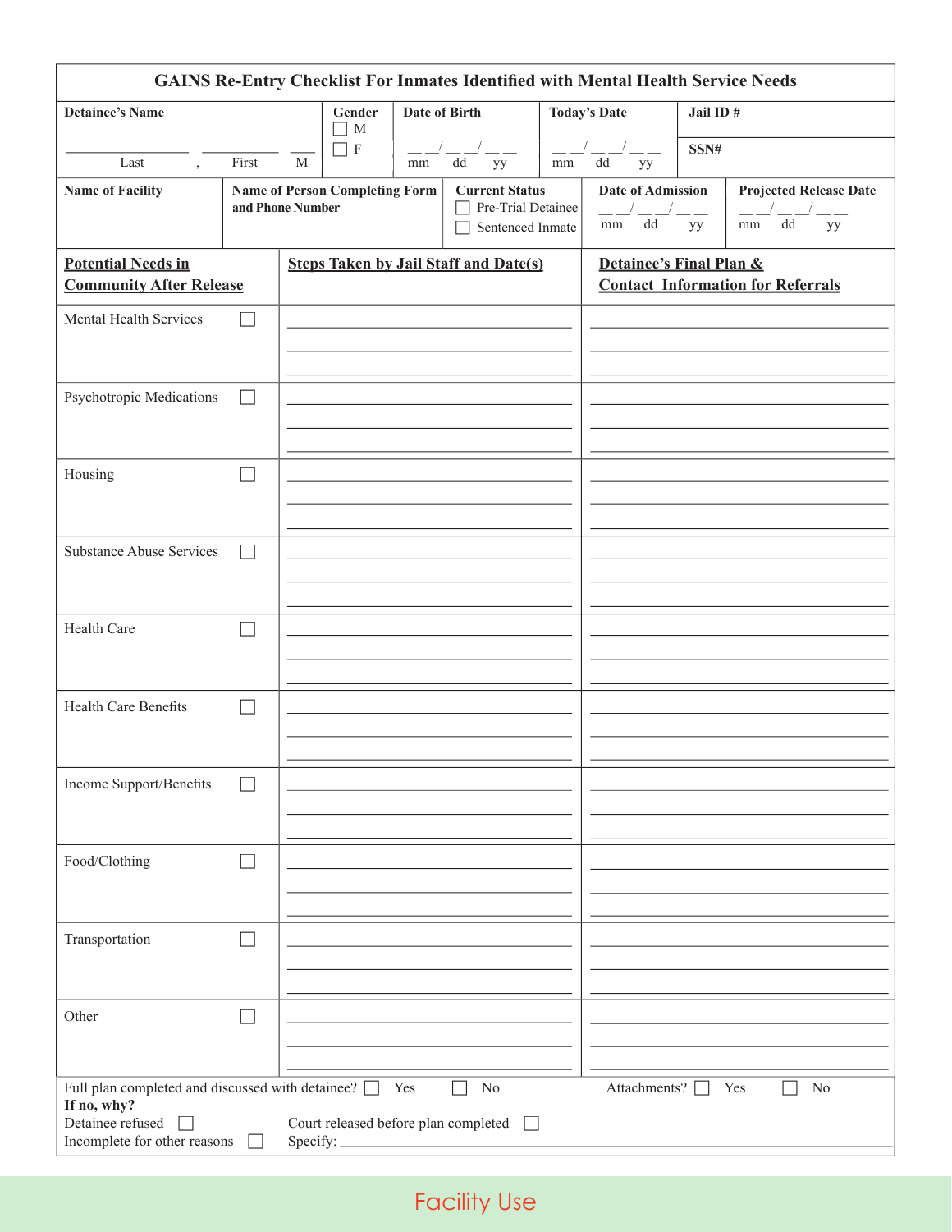# GAINS Re-Entry Checklist For Inmates Identified with Mental Health Service Needs

| Detainee's Name | Gender | Date of Birth | Today's Date | Jail ID # |
|---|---|---|---|---|
| ______________ , ______________ ___<br>Last , First M | ☐ M<br>☐ F | __ __/ __ __/ __ __<br>mm dd yy | __ __/ __ __/ __ __<br>mm dd yy | SSN# |

| Name of Facility | Name of Person Completing Form and Phone Number | Current Status | Date of Admission | Projected Release Date |
|---|---|---|---|---|
| | | ☐ Pre-Trial Detainee<br>☐ Sentenced Inmate | __ __/ __ __/ __ __<br>mm dd yy | __ __/ __ __/ __ __<br>mm dd yy |

| Potential Needs in Community After Release | | Steps Taken by Jail Staff and Date(s) | Detainee's Final Plan & Contact Information for Referrals |
|---|---|---|---|
| Mental Health Services | ☐ | | |
| Psychotropic Medications | ☐ | | |
| Housing | ☐ | | |
| Substance Abuse Services | ☐ | | |
| Health Care | ☐ | | |
| Health Care Benefits | ☐ | | |
| Income Support/Benefits | ☐ | | |
| Food/Clothing | ☐ | | |
| Transportation | ☐ | | |
| Other | ☐ | | |

Full plan completed and discussed with detainee? ☐ Yes ☐ No     Attachments? ☐ Yes ☐ No

**If no, why?**

Detainee refused ☐     Court released before plan completed ☐

Incomplete for other reasons ☐     Specify: ______________________________

Facility Use